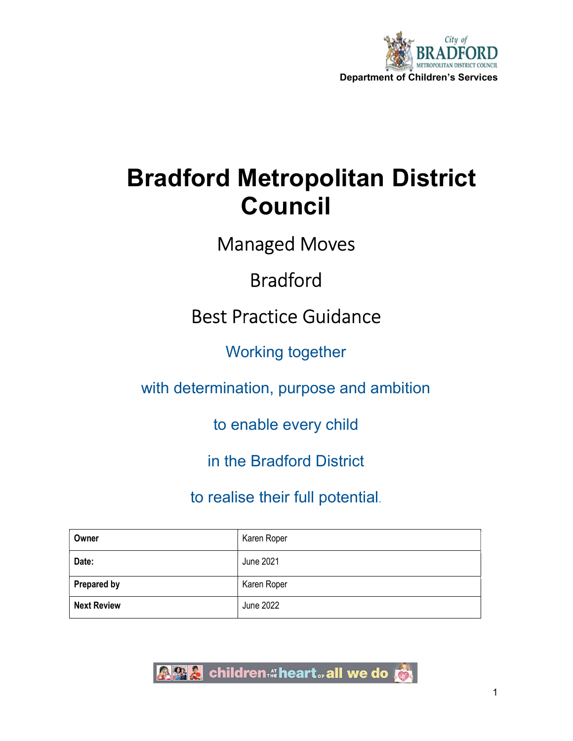City of BRADFORD METROPOLITAN DISTRICT COUNCIL

**Department of Children's Services**

# Bradford Metropolitan District Council

## Managed Moves

## Bradford

## Best Practice Guidance

Working together

with determination, purpose and ambition

to enable every child

in the Bradford District

to realise their full potential.

| **Owner** | Karen Roper |
|---|---|
| **Date:** | June 2021 |
| **Prepared by** | Karen Roper |
| **Next Review** | June 2022 |

children at the heart of all we do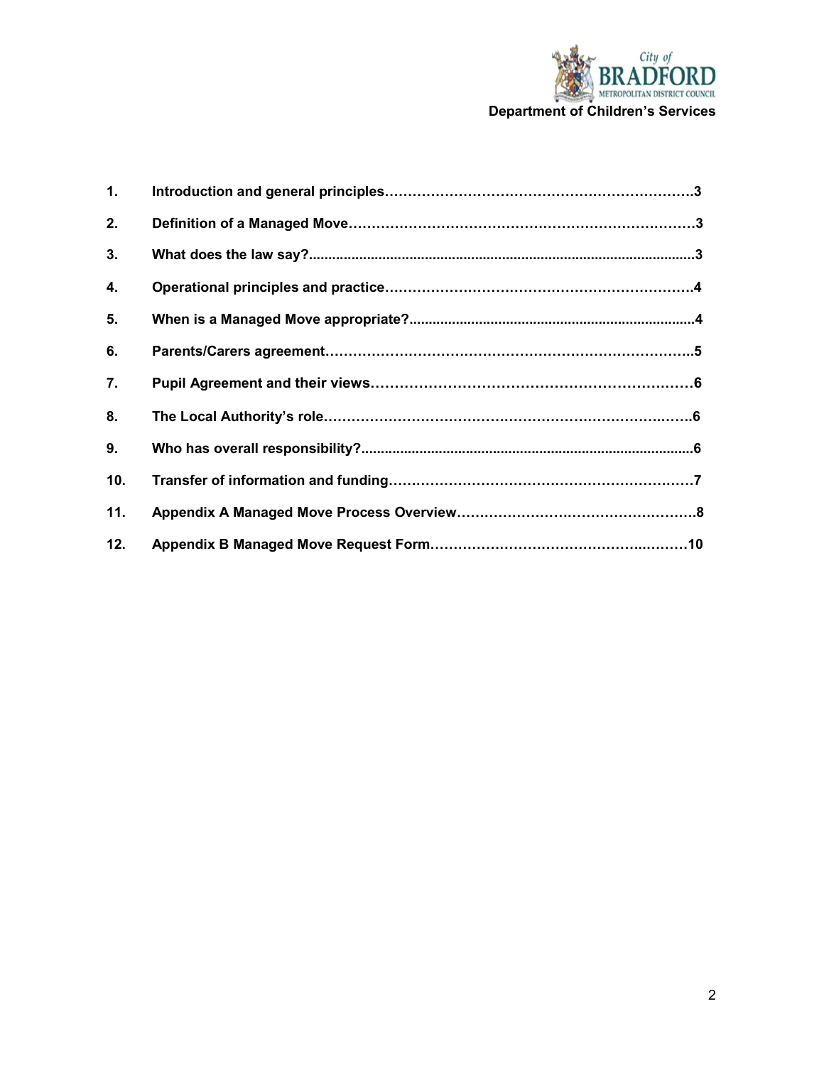Department of Children's Services

| | | |
|---|---|---|
| **1.** | **Introduction and general principles** | **3** |
| **2.** | **Definition of a Managed Move** | **3** |
| **3.** | **What does the law say?** | **3** |
| **4.** | **Operational principles and practice** | **4** |
| **5.** | **When is a Managed Move appropriate?** | **4** |
| **6.** | **Parents/Carers agreement** | **5** |
| **7.** | **Pupil Agreement and their views** | **6** |
| **8.** | **The Local Authority's role** | **6** |
| **9.** | **Who has overall responsibility?** | **6** |
| **10.** | **Transfer of information and funding** | **7** |
| **11.** | **Appendix A Managed Move Process Overview** | **8** |
| **12.** | **Appendix B Managed Move Request Form** | **10** |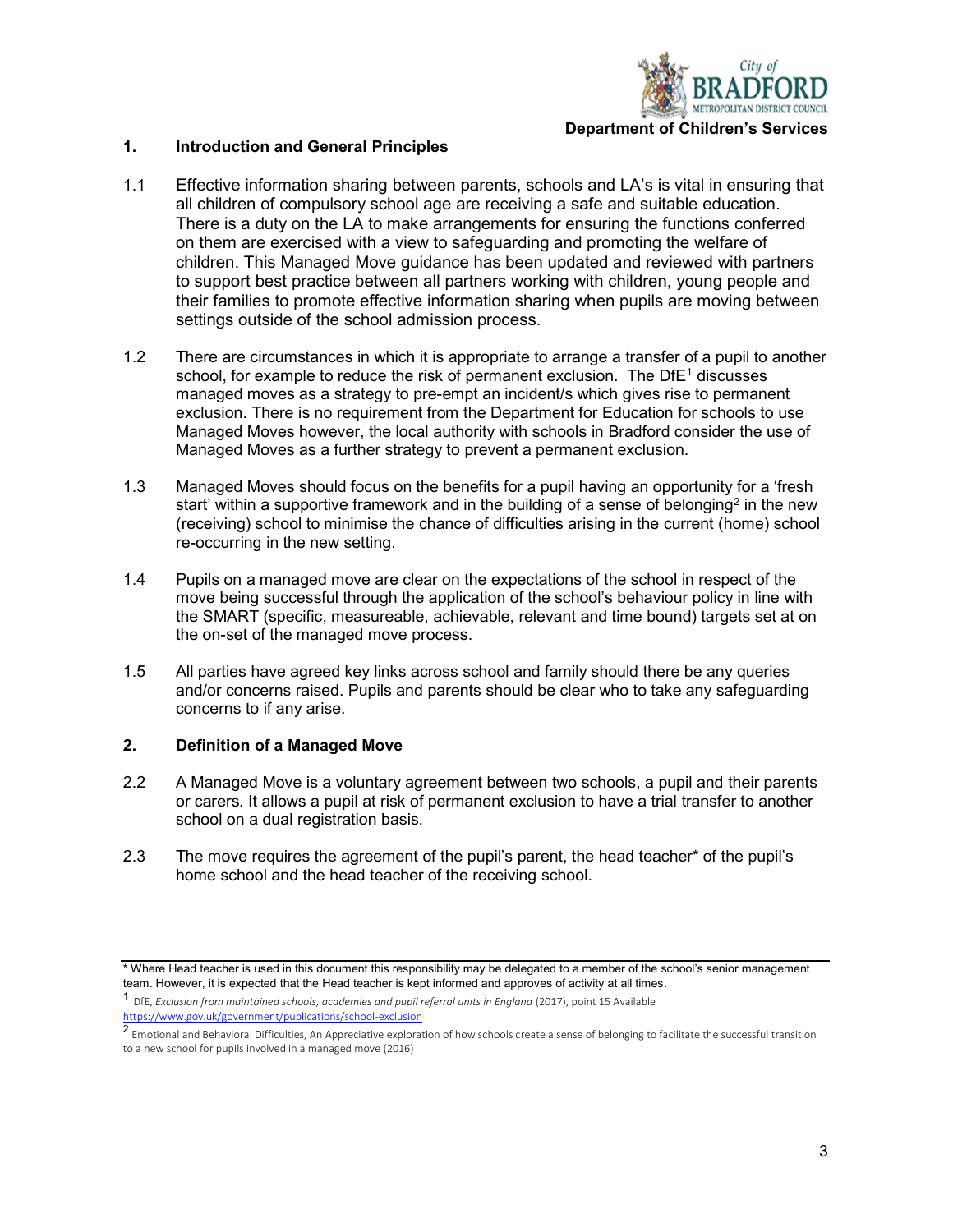Department of Children's Services

## 1. Introduction and General Principles

1.1 Effective information sharing between parents, schools and LA's is vital in ensuring that all children of compulsory school age are receiving a safe and suitable education. There is a duty on the LA to make arrangements for ensuring the functions conferred on them are exercised with a view to safeguarding and promoting the welfare of children. This Managed Move guidance has been updated and reviewed with partners to support best practice between all partners working with children, young people and their families to promote effective information sharing when pupils are moving between settings outside of the school admission process.

1.2 There are circumstances in which it is appropriate to arrange a transfer of a pupil to another school, for example to reduce the risk of permanent exclusion. The DfE[1] discusses managed moves as a strategy to pre-empt an incident/s which gives rise to permanent exclusion. There is no requirement from the Department for Education for schools to use Managed Moves however, the local authority with schools in Bradford consider the use of Managed Moves as a further strategy to prevent a permanent exclusion.

1.3 Managed Moves should focus on the benefits for a pupil having an opportunity for a 'fresh start' within a supportive framework and in the building of a sense of belonging[2] in the new (receiving) school to minimise the chance of difficulties arising in the current (home) school re-occurring in the new setting.

1.4 Pupils on a managed move are clear on the expectations of the school in respect of the move being successful through the application of the school's behaviour policy in line with the SMART (specific, measureable, achievable, relevant and time bound) targets set at on the on-set of the managed move process.

1.5 All parties have agreed key links across school and family should there be any queries and/or concerns raised. Pupils and parents should be clear who to take any safeguarding concerns to if any arise.

## 2. Definition of a Managed Move

2.2 A Managed Move is a voluntary agreement between two schools, a pupil and their parents or carers. It allows a pupil at risk of permanent exclusion to have a trial transfer to another school on a dual registration basis.

2.3 The move requires the agreement of the pupil's parent, the head teacher* of the pupil's home school and the head teacher of the receiving school.

---

* Where Head teacher is used in this document this responsibility may be delegated to a member of the school's senior management team. However, it is expected that the Head teacher is kept informed and approves of activity at all times.

[1] DfE, *Exclusion from maintained schools, academies and pupil referral units in England* (2017), point 15 Available https://www.gov.uk/government/publications/school-exclusion

[2] Emotional and Behavioral Difficulties, An Appreciative exploration of how schools create a sense of belonging to facilitate the successful transition to a new school for pupils involved in a managed move (2016)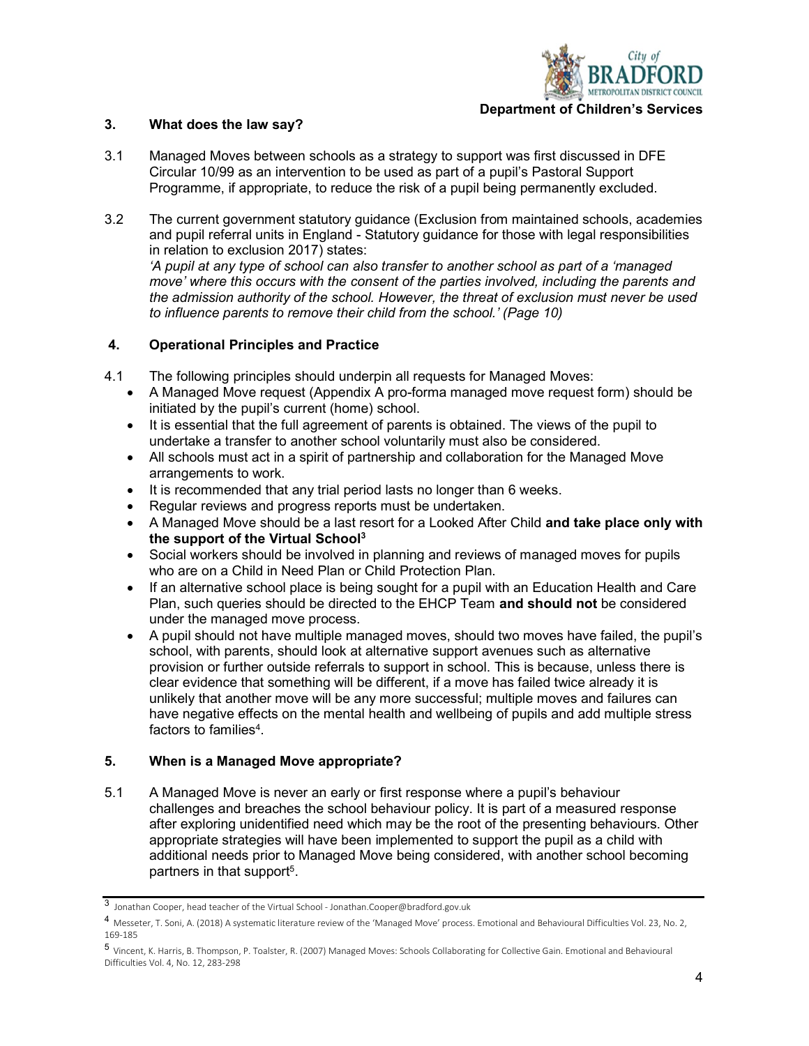## 3. What does the law say?

3.1 Managed Moves between schools as a strategy to support was first discussed in DFE Circular 10/99 as an intervention to be used as part of a pupil's Pastoral Support Programme, if appropriate, to reduce the risk of a pupil being permanently excluded.

3.2 The current government statutory guidance (Exclusion from maintained schools, academies and pupil referral units in England - Statutory guidance for those with legal responsibilities in relation to exclusion 2017) states:
*'A pupil at any type of school can also transfer to another school as part of a 'managed move' where this occurs with the consent of the parties involved, including the parents and the admission authority of the school. However, the threat of exclusion must never be used to influence parents to remove their child from the school.' (Page 10)*

## 4. Operational Principles and Practice

4.1 The following principles should underpin all requests for Managed Moves:

- A Managed Move request (Appendix A pro-forma managed move request form) should be initiated by the pupil's current (home) school.
- It is essential that the full agreement of parents is obtained. The views of the pupil to undertake a transfer to another school voluntarily must also be considered.
- All schools must act in a spirit of partnership and collaboration for the Managed Move arrangements to work.
- It is recommended that any trial period lasts no longer than 6 weeks.
- Regular reviews and progress reports must be undertaken.
- A Managed Move should be a last resort for a Looked After Child **and take place only with the support of the Virtual School**[3]
- Social workers should be involved in planning and reviews of managed moves for pupils who are on a Child in Need Plan or Child Protection Plan.
- If an alternative school place is being sought for a pupil with an Education Health and Care Plan, such queries should be directed to the EHCP Team **and should not** be considered under the managed move process.
- A pupil should not have multiple managed moves, should two moves have failed, the pupil's school, with parents, should look at alternative support avenues such as alternative provision or further outside referrals to support in school. This is because, unless there is clear evidence that something will be different, if a move has failed twice already it is unlikely that another move will be any more successful; multiple moves and failures can have negative effects on the mental health and wellbeing of pupils and add multiple stress factors to families[4].

## 5. When is a Managed Move appropriate?

5.1 A Managed Move is never an early or first response where a pupil's behaviour challenges and breaches the school behaviour policy. It is part of a measured response after exploring unidentified need which may be the root of the presenting behaviours. Other appropriate strategies will have been implemented to support the pupil as a child with additional needs prior to Managed Move being considered, with another school becoming partners in that support[5].

---

[3] Jonathan Cooper, head teacher of the Virtual School - Jonathan.Cooper@bradford.gov.uk

[4] Messeter, T. Soni, A. (2018) A systematic literature review of the 'Managed Move' process. Emotional and Behavioural Difficulties Vol. 23, No. 2, 169-185

[5] Vincent, K. Harris, B. Thompson, P. Toalster, R. (2007) Managed Moves: Schools Collaborating for Collective Gain. Emotional and Behavioural Difficulties Vol. 4, No. 12, 283-298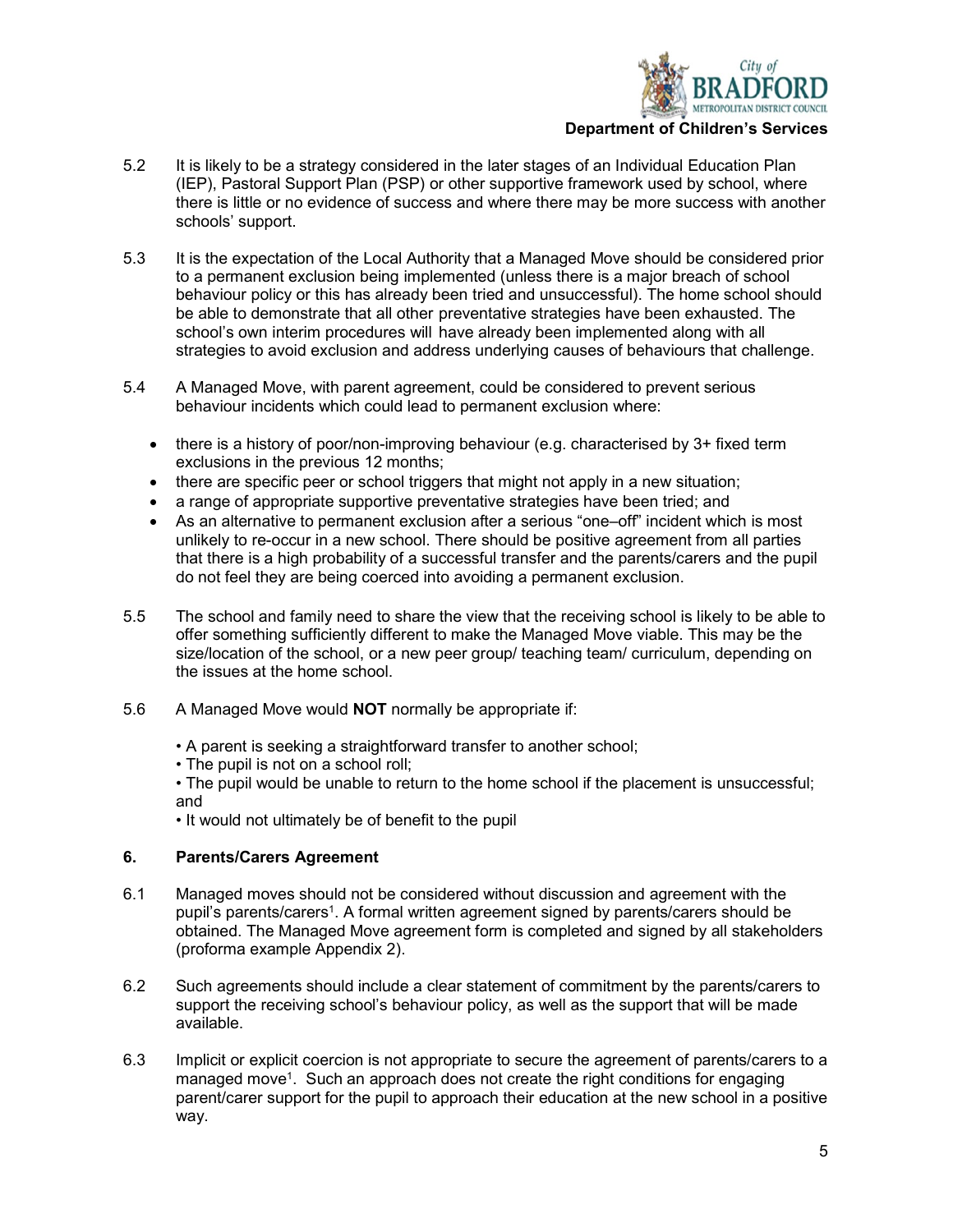5.2 It is likely to be a strategy considered in the later stages of an Individual Education Plan (IEP), Pastoral Support Plan (PSP) or other supportive framework used by school, where there is little or no evidence of success and where there may be more success with another schools' support.

5.3 It is the expectation of the Local Authority that a Managed Move should be considered prior to a permanent exclusion being implemented (unless there is a major breach of school behaviour policy or this has already been tried and unsuccessful). The home school should be able to demonstrate that all other preventative strategies have been exhausted. The school's own interim procedures will have already been implemented along with all strategies to avoid exclusion and address underlying causes of behaviours that challenge.

5.4 A Managed Move, with parent agreement, could be considered to prevent serious behaviour incidents which could lead to permanent exclusion where:

- there is a history of poor/non-improving behaviour (e.g. characterised by 3+ fixed term exclusions in the previous 12 months;
- there are specific peer or school triggers that might not apply in a new situation;
- a range of appropriate supportive preventative strategies have been tried; and
- As an alternative to permanent exclusion after a serious "one–off" incident which is most unlikely to re-occur in a new school. There should be positive agreement from all parties that there is a high probability of a successful transfer and the parents/carers and the pupil do not feel they are being coerced into avoiding a permanent exclusion.

5.5 The school and family need to share the view that the receiving school is likely to be able to offer something sufficiently different to make the Managed Move viable. This may be the size/location of the school, or a new peer group/ teaching team/ curriculum, depending on the issues at the home school.

5.6 A Managed Move would **NOT** normally be appropriate if:

- A parent is seeking a straightforward transfer to another school;
- The pupil is not on a school roll;
- The pupil would be unable to return to the home school if the placement is unsuccessful; and
- It would not ultimately be of benefit to the pupil

## 6. Parents/Carers Agreement

6.1 Managed moves should not be considered without discussion and agreement with the pupil's parents/carers[1]. A formal written agreement signed by parents/carers should be obtained. The Managed Move agreement form is completed and signed by all stakeholders (proforma example Appendix 2).

6.2 Such agreements should include a clear statement of commitment by the parents/carers to support the receiving school's behaviour policy, as well as the support that will be made available.

6.3 Implicit or explicit coercion is not appropriate to secure the agreement of parents/carers to a managed move[1]. Such an approach does not create the right conditions for engaging parent/carer support for the pupil to approach their education at the new school in a positive way.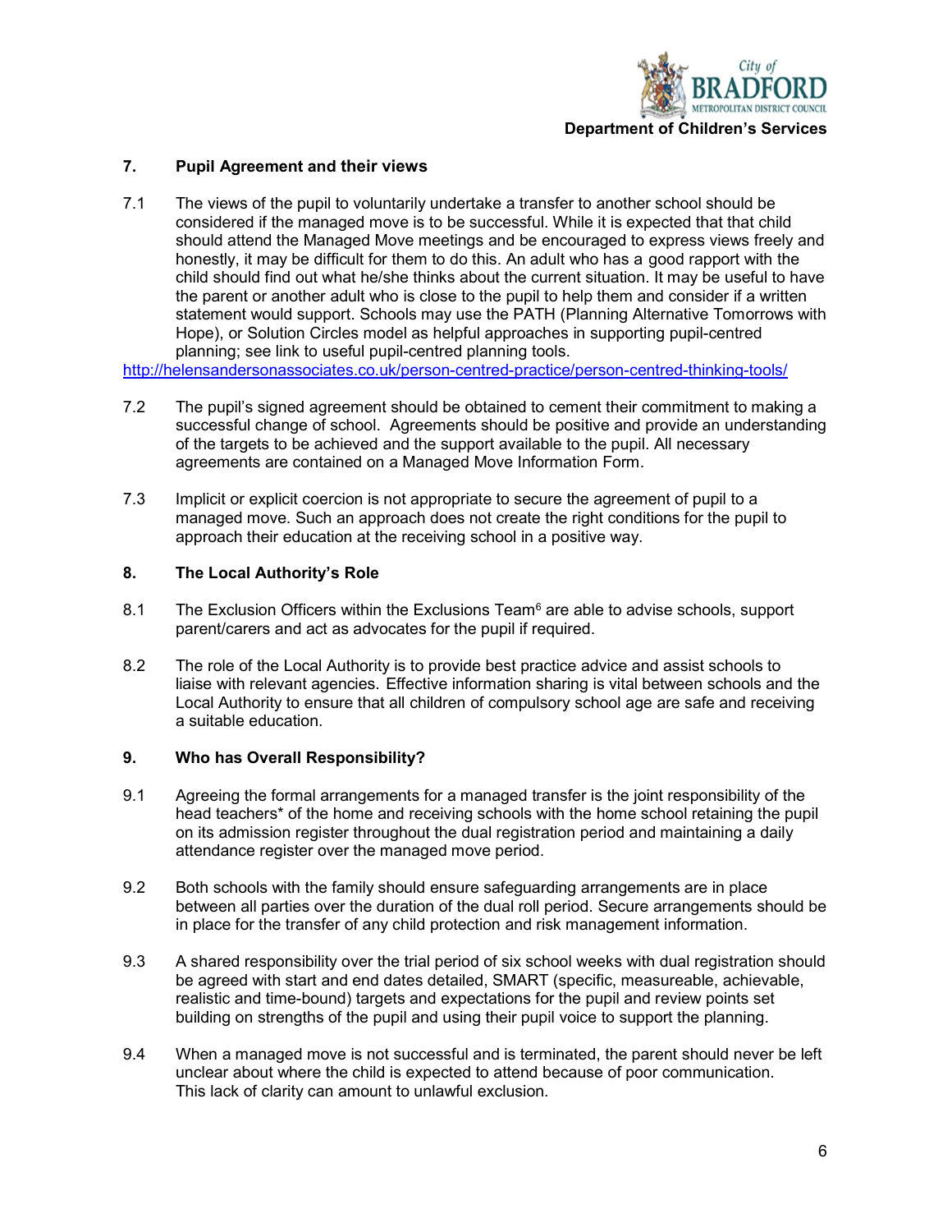## 7. Pupil Agreement and their views

7.1 The views of the pupil to voluntarily undertake a transfer to another school should be considered if the managed move is to be successful. While it is expected that that child should attend the Managed Move meetings and be encouraged to express views freely and honestly, it may be difficult for them to do this. An adult who has a good rapport with the child should find out what he/she thinks about the current situation. It may be useful to have the parent or another adult who is close to the pupil to help them and consider if a written statement would support. Schools may use the PATH (Planning Alternative Tomorrows with Hope), or Solution Circles model as helpful approaches in supporting pupil-centred planning; see link to useful pupil-centred planning tools.

http://helensandersonassociates.co.uk/person-centred-practice/person-centred-thinking-tools/

7.2 The pupil's signed agreement should be obtained to cement their commitment to making a successful change of school. Agreements should be positive and provide an understanding of the targets to be achieved and the support available to the pupil. All necessary agreements are contained on a Managed Move Information Form.

7.3 Implicit or explicit coercion is not appropriate to secure the agreement of pupil to a managed move. Such an approach does not create the right conditions for the pupil to approach their education at the receiving school in a positive way.

## 8. The Local Authority's Role

8.1 The Exclusion Officers within the Exclusions Team[6] are able to advise schools, support parent/carers and act as advocates for the pupil if required.

8.2 The role of the Local Authority is to provide best practice advice and assist schools to liaise with relevant agencies. Effective information sharing is vital between schools and the Local Authority to ensure that all children of compulsory school age are safe and receiving a suitable education.

## 9. Who has Overall Responsibility?

9.1 Agreeing the formal arrangements for a managed transfer is the joint responsibility of the head teachers* of the home and receiving schools with the home school retaining the pupil on its admission register throughout the dual registration period and maintaining a daily attendance register over the managed move period.

9.2 Both schools with the family should ensure safeguarding arrangements are in place between all parties over the duration of the dual roll period. Secure arrangements should be in place for the transfer of any child protection and risk management information.

9.3 A shared responsibility over the trial period of six school weeks with dual registration should be agreed with start and end dates detailed, SMART (specific, measureable, achievable, realistic and time-bound) targets and expectations for the pupil and review points set building on strengths of the pupil and using their pupil voice to support the planning.

9.4 When a managed move is not successful and is terminated, the parent should never be left unclear about where the child is expected to attend because of poor communication. This lack of clarity can amount to unlawful exclusion.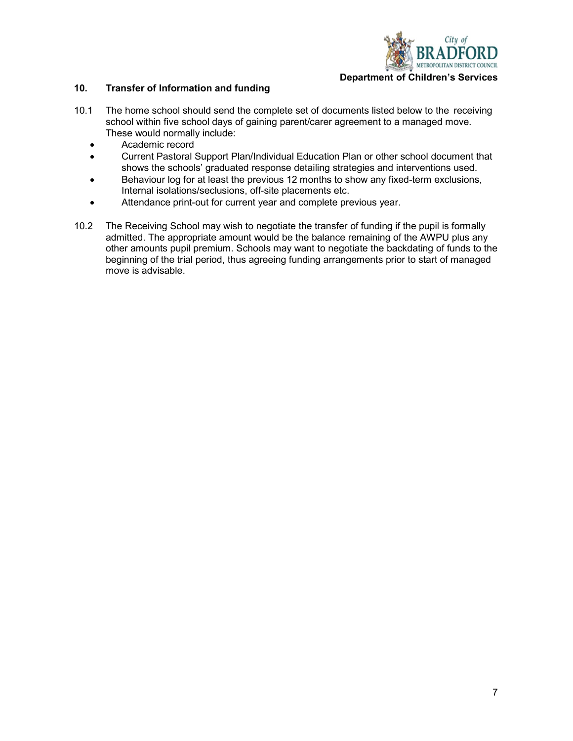## 10. Transfer of Information and funding

10.1 The home school should send the complete set of documents listed below to the receiving school within five school days of gaining parent/carer agreement to a managed move. These would normally include:

- Academic record
- Current Pastoral Support Plan/Individual Education Plan or other school document that shows the schools' graduated response detailing strategies and interventions used.
- Behaviour log for at least the previous 12 months to show any fixed-term exclusions, Internal isolations/seclusions, off-site placements etc.
- Attendance print-out for current year and complete previous year.

10.2 The Receiving School may wish to negotiate the transfer of funding if the pupil is formally admitted. The appropriate amount would be the balance remaining of the AWPU plus any other amounts pupil premium. Schools may want to negotiate the backdating of funds to the beginning of the trial period, thus agreeing funding arrangements prior to start of managed move is advisable.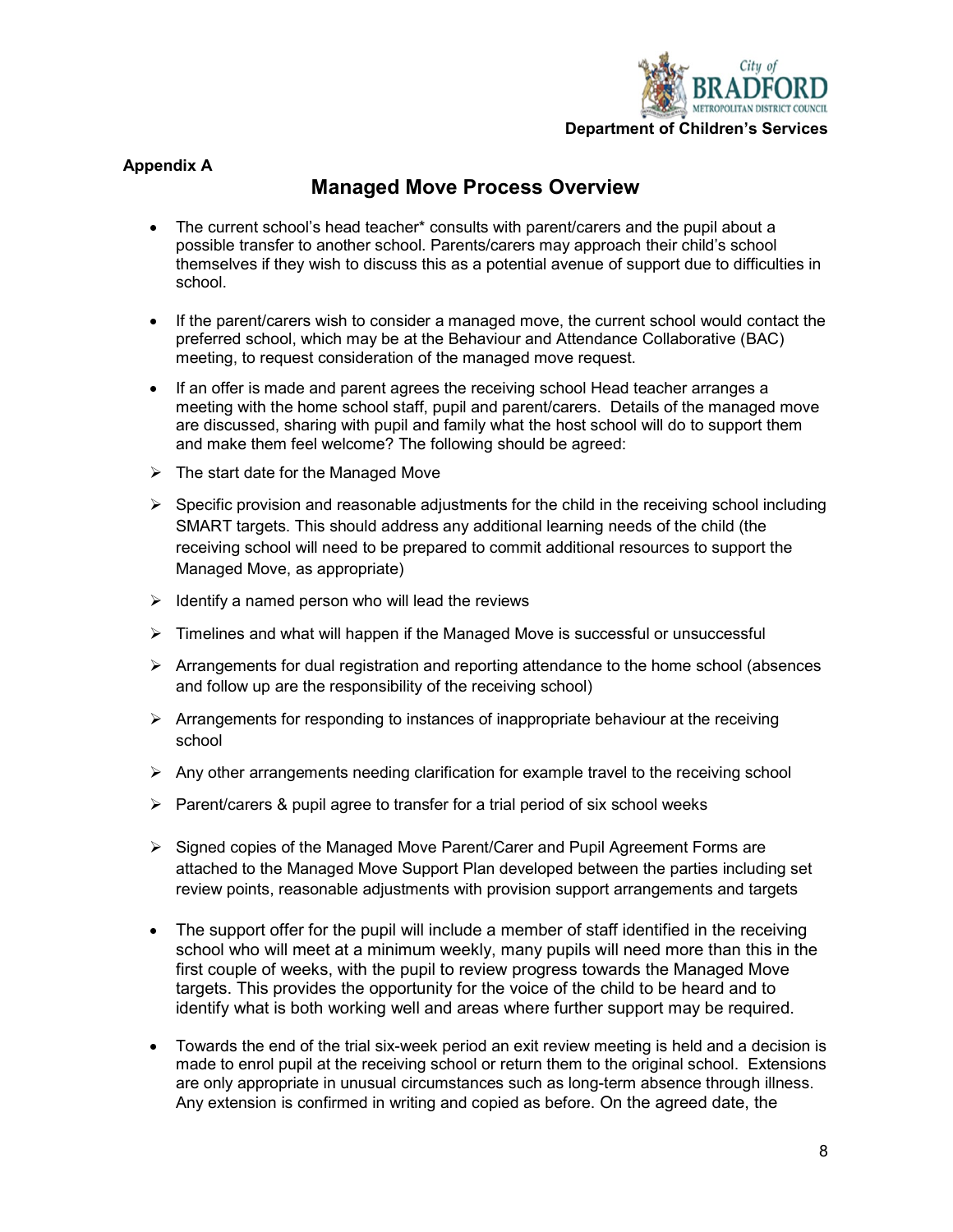**Appendix A**

## Managed Move Process Overview

- The current school's head teacher* consults with parent/carers and the pupil about a possible transfer to another school. Parents/carers may approach their child's school themselves if they wish to discuss this as a potential avenue of support due to difficulties in school.
- If the parent/carers wish to consider a managed move, the current school would contact the preferred school, which may be at the Behaviour and Attendance Collaborative (BAC) meeting, to request consideration of the managed move request.
- If an offer is made and parent agrees the receiving school Head teacher arranges a meeting with the home school staff, pupil and parent/carers. Details of the managed move are discussed, sharing with pupil and family what the host school will do to support them and make them feel welcome? The following should be agreed:
  - The start date for the Managed Move
  - Specific provision and reasonable adjustments for the child in the receiving school including SMART targets. This should address any additional learning needs of the child (the receiving school will need to be prepared to commit additional resources to support the Managed Move, as appropriate)
  - Identify a named person who will lead the reviews
  - Timelines and what will happen if the Managed Move is successful or unsuccessful
  - Arrangements for dual registration and reporting attendance to the home school (absences and follow up are the responsibility of the receiving school)
  - Arrangements for responding to instances of inappropriate behaviour at the receiving school
  - Any other arrangements needing clarification for example travel to the receiving school
  - Parent/carers & pupil agree to transfer for a trial period of six school weeks
  - Signed copies of the Managed Move Parent/Carer and Pupil Agreement Forms are attached to the Managed Move Support Plan developed between the parties including set review points, reasonable adjustments with provision support arrangements and targets
- The support offer for the pupil will include a member of staff identified in the receiving school who will meet at a minimum weekly, many pupils will need more than this in the first couple of weeks, with the pupil to review progress towards the Managed Move targets. This provides the opportunity for the voice of the child to be heard and to identify what is both working well and areas where further support may be required.
- Towards the end of the trial six-week period an exit review meeting is held and a decision is made to enrol pupil at the receiving school or return them to the original school. Extensions are only appropriate in unusual circumstances such as long-term absence through illness. Any extension is confirmed in writing and copied as before. On the agreed date, the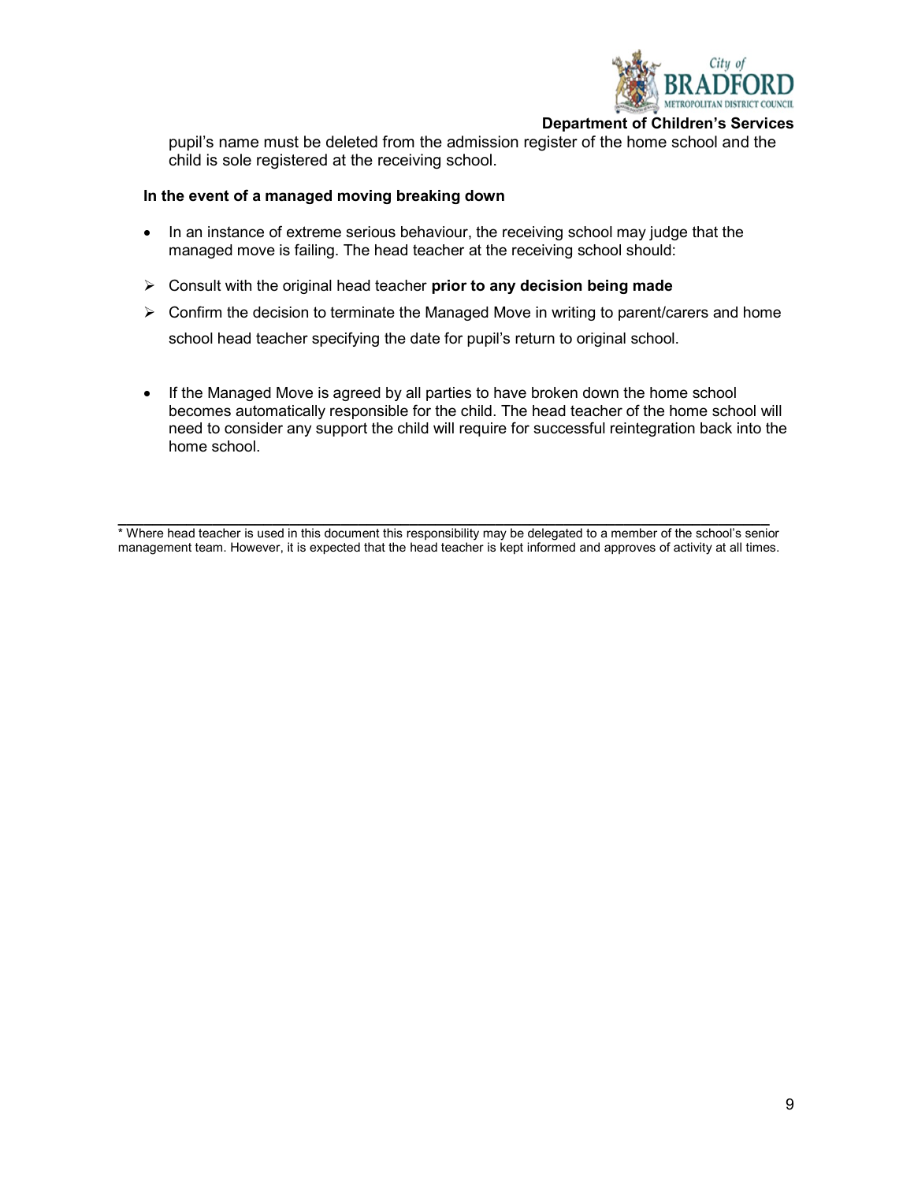pupil's name must be deleted from the admission register of the home school and the child is sole registered at the receiving school.

**In the event of a managed moving breaking down**

- In an instance of extreme serious behaviour, the receiving school may judge that the managed move is failing. The head teacher at the receiving school should:
  - Consult with the original head teacher **prior to any decision being made**
  - Confirm the decision to terminate the Managed Move in writing to parent/carers and home school head teacher specifying the date for pupil's return to original school.
- If the Managed Move is agreed by all parties to have broken down the home school becomes automatically responsible for the child. The head teacher of the home school will need to consider any support the child will require for successful reintegration back into the home school.

---

* Where head teacher is used in this document this responsibility may be delegated to a member of the school's senior management team. However, it is expected that the head teacher is kept informed and approves of activity at all times.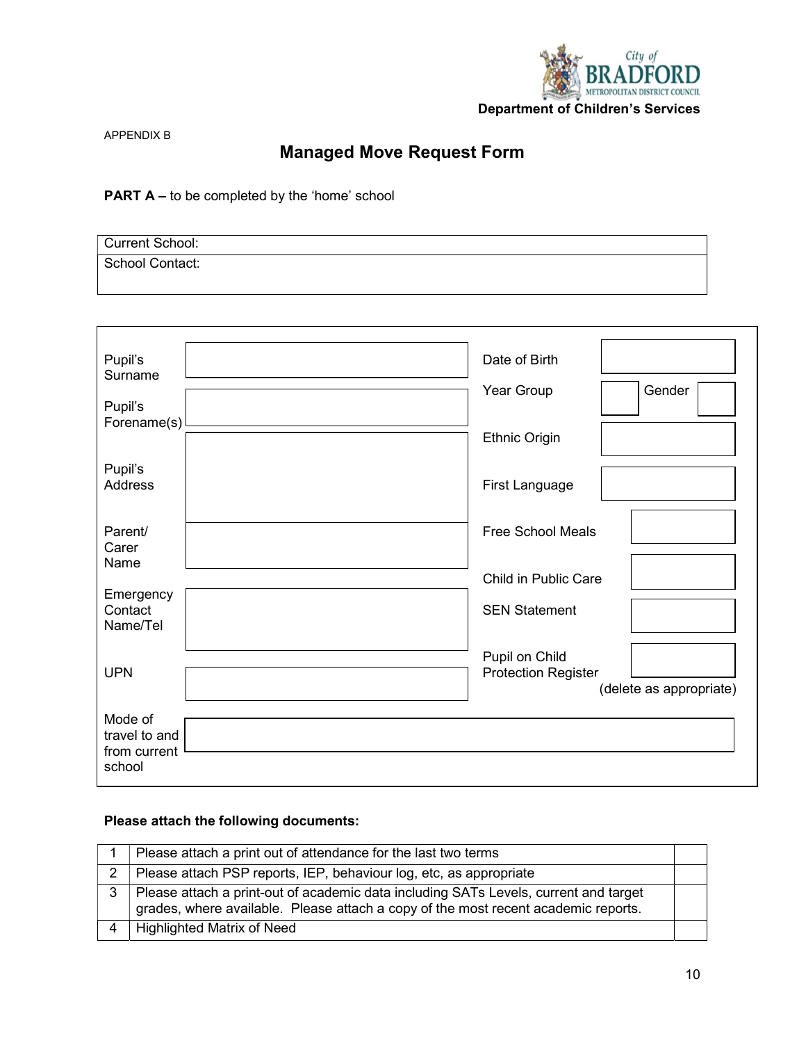City of BRADFORD METROPOLITAN DISTRICT COUNCIL

**Department of Children's Services**

APPENDIX B

# Managed Move Request Form

**PART A –** to be completed by the 'home' school

| Current School: |
|---|
| School Contact: |

| | | | | | |
|---|---|---|---|---|---|
| Pupil's Surname | | Date of Birth | | | |
| Pupil's Forename(s) | | Year Group | | Gender | |
| Pupil's Address | | Ethnic Origin | | | |
| | | First Language | | | |
| Parent/ Carer Name | | Free School Meals | | | |
| | | Child in Public Care | | | |
| Emergency Contact Name/Tel | | SEN Statement | | | |
| UPN | | Pupil on Child Protection Register | | | |
| | | | (delete as appropriate) | | |
| Mode of travel to and from current school | | | | | |

**Please attach the following documents:**

| | | |
|---|---|---|
| 1 | Please attach a print out of attendance for the last two terms | |
| 2 | Please attach PSP reports, IEP, behaviour log, etc, as appropriate | |
| 3 | Please attach a print-out of academic data including SATs Levels, current and target grades, where available. Please attach a copy of the most recent academic reports. | |
| 4 | Highlighted Matrix of Need | |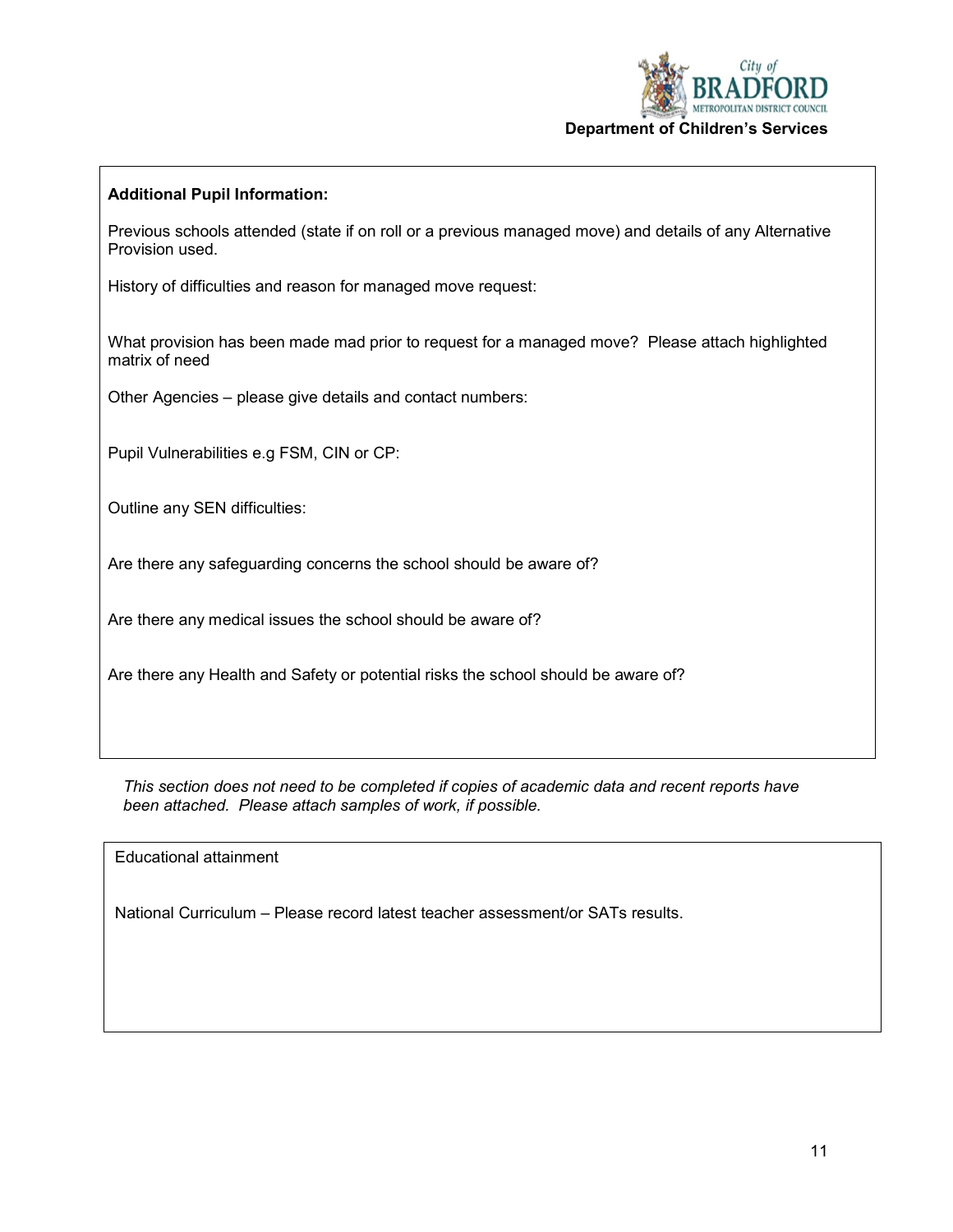**Additional Pupil Information:**

Previous schools attended (state if on roll or a previous managed move) and details of any Alternative Provision used.

History of difficulties and reason for managed move request:

What provision has been made mad prior to request for a managed move? Please attach highlighted matrix of need

Other Agencies – please give details and contact numbers:

Pupil Vulnerabilities e.g FSM, CIN or CP:

Outline any SEN difficulties:

Are there any safeguarding concerns the school should be aware of?

Are there any medical issues the school should be aware of?

Are there any Health and Safety or potential risks the school should be aware of?

*This section does not need to be completed if copies of academic data and recent reports have been attached. Please attach samples of work, if possible.*

Educational attainment

National Curriculum – Please record latest teacher assessment/or SATs results.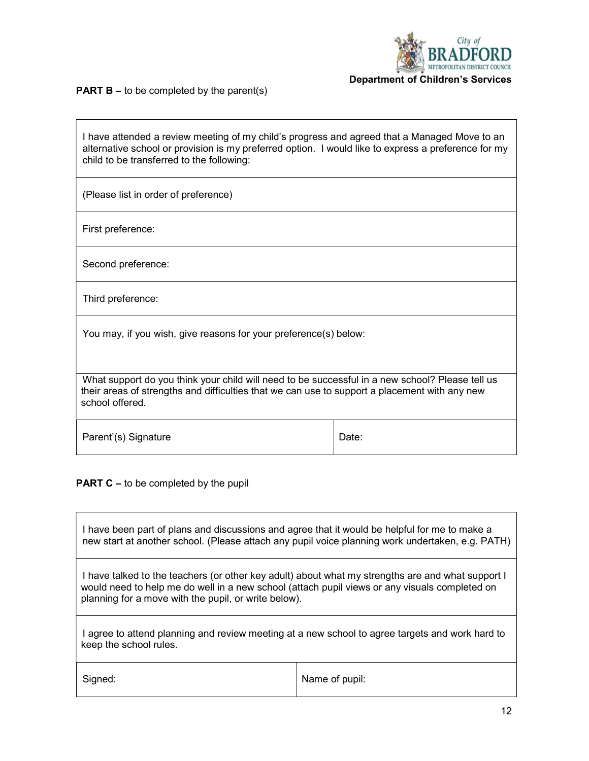City of BRADFORD METROPOLITAN DISTRICT COUNCIL

**Department of Children's Services**

**PART B –** to be completed by the parent(s)

| I have attended a review meeting of my child's progress and agreed that a Managed Move to an alternative school or provision is my preferred option. I would like to express a preference for my child to be transferred to the following: | |
|---|---|
| (Please list in order of preference) | |
| First preference: | |
| Second preference: | |
| Third preference: | |
| You may, if you wish, give reasons for your preference(s) below: | |
| What support do you think your child will need to be successful in a new school? Please tell us their areas of strengths and difficulties that we can use to support a placement with any new school offered. | |
| Parent'(s) Signature | Date: |

**PART C –** to be completed by the pupil

| I have been part of plans and discussions and agree that it would be helpful for me to make a new start at another school. (Please attach any pupil voice planning work undertaken, e.g. PATH) | |
|---|---|
| I have talked to the teachers (or other key adult) about what my strengths are and what support I would need to help me do well in a new school (attach pupil views or any visuals completed on planning for a move with the pupil, or write below). | |
| I agree to attend planning and review meeting at a new school to agree targets and work hard to keep the school rules. | |
| Signed: | Name of pupil: |